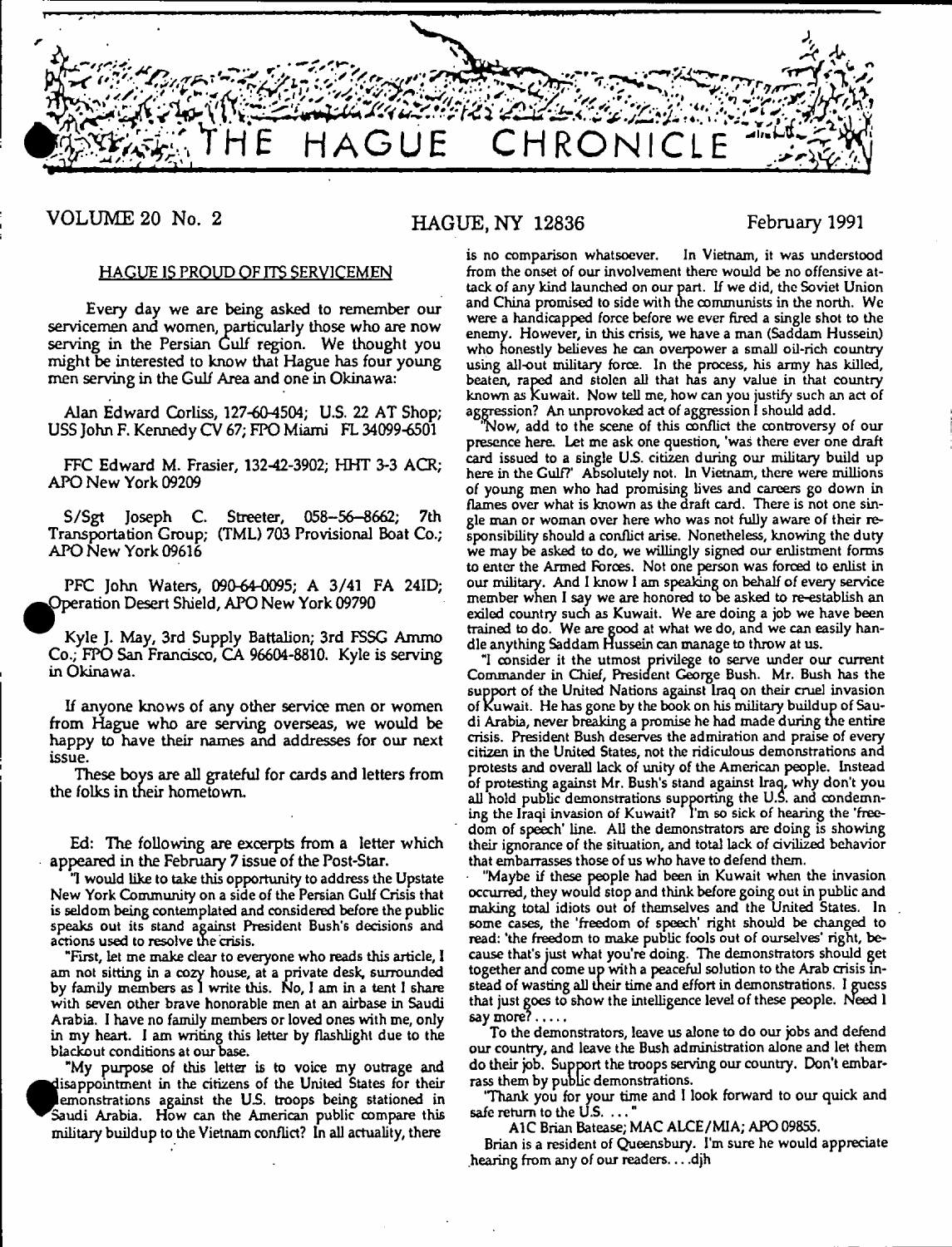# THE HAGUE CHRONICLE

VOLUME 20 No. 2 HAGUE, NY 12836 February 1991

## HAGUE IS PROUD OF ITS SERVICEMEN

Every day we are being asked to remember our servicemen and women, particularly those who are now serving in the Persian Gulf region. We thought you might be interested to know that Hague has four young men serving in the Gulf Area and one in Okinawa:

Alan Edward Corliss, 127-60-4504; U.S. 22 AT Shop; USS John F. Kennedy CV 67; FPO Miami FL 34099-6501

PFC Edward M. Frasier, 132-42-3902; HHT 3-3 ACR; APO New York 09209

S/Sgt Joseph C. Streeter, 058--56--8662; 7th Transportation Group; (TML) 703 Provisional Boat Co.; APO New York 09616

PFC John Waters, 090-64-0095; A 3/41 FA 24ID; Operation Desert Shield, APO New York 09790

Kyle J. May, 3rd Supply Battalion; 3rd FSSG Ammo Co.; FPO San Francisco, CA 96604-8810. Kyle is serving in Okinawa.

If anyone knows of any other service men or women from Hague who are serving overseas, we would be happy to have their names and addresses for our next issue.

These boys are all grateful for cards and letters from the folks in their hometown.

Ed: The following are excerpts from a letter which appeared in the February 7 issue of the Post-Star.

"I would like to take this opportunity to address the Upstate New York Community on a side of the Persian Gulf Crisis that is seldom being contemplated and considered before the public speaks out its stand against President Bush's decisions and actions used to resolve the crisis.

"First, let me make clear to everyone who reads this article, I am not sitting in a cozy house, at a private desk, surrounded by family members as I write this. No, I am in a tent I share with seven other brave honorable men at an airbase in Saudi Arabia. I have no family members or loved ones with me, only in my heart. I am writing this letter by flashlight due to the blackout conditions at our base.

"My purpose of this letter is to voice my outrage and disappointment in the citizens of the United States for their demonstrations against the U.S. troops being stationed in Saudi Arabia. How can the American public compare this military buildup to the Vietnam conflict? In all actuality, there is no comparison whatsoever. In Vietnam, it was understood from the onset of our involvement there would be no offensive attack of any kind launched on our part. If we did, the Soviet Union and China promised to side with the communists in the north. We were a handicapped force before we ever fired a single shot to the enemy. However, in this crisis, we have a man (Saddam Hussein) who honestly believes he can overpower a small oil-rich country using all-out military force. In the process, his army has killed, beaten, raped and stolen all that has any value in that country known as Kuwait. Now tell me, how can you justify such an act of aggression? An unprovoked act of aggression I should add.

"Now, add to the scene of this conflict the controversy of our presence here. Let me ask one question, 'was there ever one draft card issued to a single U.S. citizen during our military build up here in the Gulf?' Absolutely not. In Vietnam, there were millions of young men who had promising lives and careers go down in flames over what is known as the draft card. There is not one single man or woman over here who was not fully aware of their responsibility should a conflict arise. Nonetheless, knowing the duty we may be asked to do, we willingly signed our enlistment forms to enter the Armed Forces. Not one person was forced to enlist in our military. And I know I am speaking on behalf of every service member when I say we are honored to be asked to re-establish an exiled country such as Kuwait. We are doing a job we have been trained to do. We are good at what we do, and we can easily handle anything Saddam Hussein can manage to throw at us.

"I consider it the utmost privilege to serve under our current Commander in Chief, President George Bush. Mr. Bush has the support of the United Nations against Iraq on their cruel invasion of Kuwait. He has gone by the book on his military buildup of Saudi Arabia, never breaking a promise he had made during the entire crisis. President Bush deserves the admiration and praise of every citizen in the United States, not the ridiculous demonstrations and protests and overall lack of unity of the American people. Instead of protesting against Mr. Bush's stand against Iraq, why don't you all hold public demonstrations supporting the U.S. and condemning the Iraqi invasion of Kuwait? I'm so sick of hearing the 'freedom of speech' line. All the demonstrators are doing is showing their ignorance of the situation, and total lack of civilized behavior that embarrasses those of us who have to defend them.

"Maybe if these people had been in Kuwait when the invasion occurred, they would stop and think before going out in public and making total idiots out of themselves and the United States. In some cases, the 'freedom of speech' right should be changed to read: 'the freedom to make public fools out of ourselves' right, because that's just what you're doing. The demonstrators should get together and come up with a peaceful solution to the Arab crisis instead of wasting all their time and effort in demonstrations. I guess that just goes to show the intelligence level of these people. Need I say more? .....

To the demonstrators, leave us alone to do our jobs and defend our country, and leave the Bush administration alone and let them do their job. Support the troops serving our country. Don't embarrass them by public demonstrations.

"Thank you for your time and I look forward to our quick and safe return to the U.S. ... "

A1C Brian Batease; MAC ALCE/MIA; APO 09855.

Brian is a resident of Queensbury. I'm sure he would appreciate hearing from any of our readers. . . .djh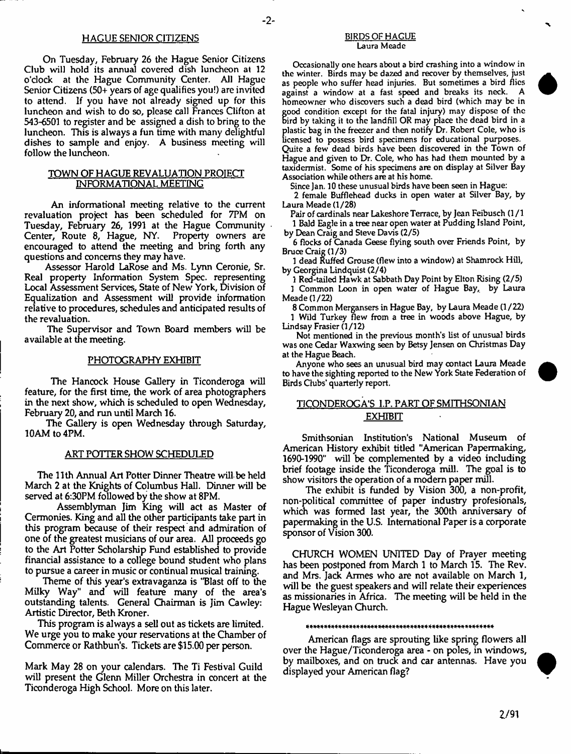## HAGUE SENIOR CITIZENS

On Tuesday, February 26 the Hague Senior Citizens Club will hold its annual covered dish luncheon at 12 o'clock at the Hague Community Center. All Hague Senior Citizens (50+ years of age qualifies you!) are invited to attend. If you have not already signed up for this luncheon and wish to do so, please call Frances Clifton at 543-6501 to register and be assigned a dish to bring to the luncheon. This is always a fun time with many delightful dishes to sample and enjoy. A business meeting will follow the luncheon.

## TOWN OF HAGUE REVALUATION PROJECT INFORMATIONAL MEETING

An informational meeting relative to the current revaluation project has been scheduled for 7PM on Tuesday, February 26, 1991 at the Hague Community Center, Route 8, Hague, NY. Property owners are encouraged to attend the meeting and bring forth any questions and concerns they may have.

Assessor Harold LaRose and Ms. Lynn Ceronie, Sr. Real property Information System Spec. representing Local Assessment Services, State of New York, Division of Equalization and Assessment will provide information relative to procedures, schedules and anticipated results of the revaluation.

The Supervisor and Town Board members will be available at the meeting.

## PHOTOGRAPHY EXHIBIT

The Hancock House Gallery in Ticonderoga will feature, for the first time, the work of area photographers in the next show, which is scheduled to open Wednesday, February 20, and run until March 16.

The Gallery is open Wednesday through Saturday, 10AM to 4PM.

## ART POTTER SHOW SCHEDULED

The 11th Annual Art Potter Dinner Theatre will be held March 2 at the Knights of Columbus Hall. Dinner will be served at 6:30PM followed by the show at 8PM.

Assemblyman Jim King will act as Master of Cermonies. King and all the other participants take part in this program because of their respect and admiration of one of the greatest musicians of our area. All proceeds go to the Art Potter Scholarship Fund established to provide financial assistance to a college bound student who plans to pursue a career in music or continual musical training.

Theme of this year's extravaganza is "Blast off to the Milky Way" and will feature many of the area's outstanding talents. General Chairman is Jim Cawley: Artistic Director, Beth Kroner.

This program is always a sell out as tickets are limited. We urge you to make your reservations at the Chamber of Commerce or Rathbun's. Tickets are $15.00 per person.

Mark May 28 on your calendars. The Ti Festival Guild will present the Glenn Miller Orchestra in concert at the Ticonderoga High School. More on this later.

## BIRDS OF HAGUE
Laura Meade

Occasionally one hears about a bird crashing into a window in the winter. Birds may be dazed and recover by themselves, just as people who suffer head injuries. But sometimes a bird flies against a window at a fast speed and breaks its neck. A homeowner who discovers such a dead bird (which may be in good condition except for the fatal injury) may dispose of the bird by taking it to the landfill OR may place the dead bird in a plastic bag in the freezer and then notify Dr. Robert Cole, who is licensed to possess bird specimens for educational purposes. Quite a few dead birds have been discovered in the Town of Hague and given to Dr. Cole, who has had them mounted by a taxidermist. Some of his specimens are on display at Silver Bay Association while others are at his home.

Since Jan. 10 these unusual birds have been seen in Hague:

2 female Bufflehead ducks in open water at Silver Bay, by Laura Meade (1/28)

Pair of cardinals near Lakeshore Terrace, by Jean Feibusch (1/1)

1 Bald Eagle in a tree near open water at Pudding Island Point, by Dean Craig and Steve Davis (2/5)

6 flocks of Canada Geese flying south over Friends Point, by Bruce Craig (1/3)

1 dead Ruffed Grouse (flew into a window) at Shamrock Hill, by Georgina Lindquist (2/4)

1 Red-tailed Hawk at Sabbath Day Point by Elton Rising (2/5)

1 Common Loon in open water of Hague Bay, by Laura Meade (1/22)

8 Common Mergansers in Hague Bay, by Laura Meade (1/22)

1 Wild Turkey flew from a tree in woods above Hague, by Lindsay Frasier (1/12)

Not mentioned in the previous month's list of unusual birds was one Cedar Waxwing seen by Betsy Jensen on Christmas Day at the Hague Beach.

Anyone who sees an unusual bird may contact Laura Meade to have the sighting reported to the New York State Federation of Birds Clubs' quarterly report.

## TICONDEROGA'S I.P. PART OF SMITHSONIAN EXHIBIT

Smithsonian Institution's National Museum of American History exhibit titled "American Papermaking, 1690-1990" will be complemented by a video including brief footage inside the Ticonderoga mill. The goal is to show visitors the operation of a modern paper mill.

The exhibit is funded by Vision 300, a non-profit, non-political committee of paper industry profesionals, which was formed last year, the 300th anniversary of papermaking in the U.S. International Paper is a corporate sponsor of Vision 300.

CHURCH WOMEN UNITED Day of Prayer meeting has been postponed from March 1 to March 15. The Rev. and Mrs. Jack Armes who are not available on March 1, will be the guest speakers and will relate their experiences as missionaries in Africa. The meeting will be held in the Hague Wesleyan Church.

\*\*\*\*\*\*\*\*\*\*\*\*\*\*\*\*\*\*\*\*\*\*\*\*\*\*\*\*\*\*\*\*\*\*\*\*\*\*\*\*\*\*\*\*\*\*\*\*\*\*\*\*

American flags are sprouting like spring flowers all over the Hague/Ticonderoga area - on poles, in windows, by mailboxes, and on truck and car antennas. Have you displayed your American flag?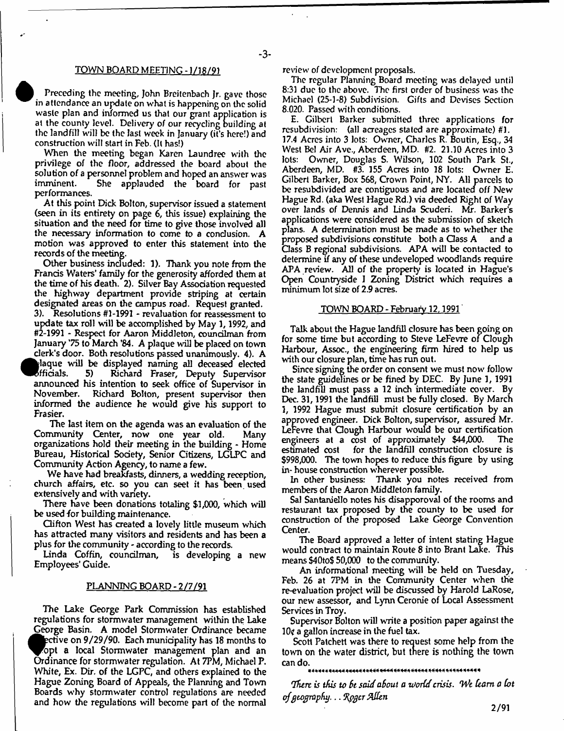## TOWN BOARD MEETING - 1/18/91

Preceding the meeting, John Breitenbach Jr. gave those in attendance an update on what is happening on the solid waste plan and informed us that our grant application is at the county level. Delivery of our recycling building at the landfill will be the last week in January (it's here!) and construction will start in Feb. (It has!)

When the meeting began Karen Laundree with the privilege of the floor, addressed the board about the solution of a personnel problem and hoped an answer was imminent. She applauded the board for past performances.

At this point Dick Bolton, supervisor issued a statement (seen in its entirety on page 6, this issue) explaining the situation and the need for time to give those involved all the necessary information to come to a conclusion. A motion was approved to enter this statement into the records of the meeting.

Other business included: 1). Thank you note from the Francis Waters' family for the generosity afforded them at the time of his death. 2). Silver Bay Association requested the highway department provide striping at certain designated areas on the campus road. Request granted. 3). Resolutions #1-1991 - revaluation for reassessment to update tax roll will be accomplished by May 1, 1992, and #2-1991 - Respect for Aaron Middleton, councilman from January '75 to March '84. A plaque will be placed on town clerk's door. Both resolutions passed unanimously. 4). A plaque will be displayed naming all deceased elected officials. 5) Richard Fraser, Deputy Supervisor announced his intention to seek office of Supervisor in November. Richard Bolton, present supervisor then informed the audience he would give his support to Frasier.

The last item on the agenda was an evaluation of the Community Center, now one year old. Many organizations hold their meeting in the building - Home Bureau, Historical Society, Senior Citizens, LGLPC and Community Action Agency, to name a few.

We have had breakfasts, dinners, a wedding reception, church affairs, etc. so you can seet it has been used extensively and with variety.

There have been donations totaling $1,000, which will be used for building maintenance.

Clifton West has created a lovely little museum which has attracted many visitors and residents and has been a plus for the community - according to the records.

Linda Coffin, councilman, is developing a new Employees' Guide.

## PLANNING BOARD - 2/7/91

The Lake George Park Commission has established regulations for stormwater management within the Lake George Basin. A model Stormwater Ordinance became effective on 9/29/90. Each municipality has 18 months to adopt a local Stormwater management plan and an Ordinance for stormwater regulation. At 7PM, Michael P. White, Ex. Dir. of the LGPC, and others explained to the Hague Zoning Board of Appeals, the Planning and Town Boards why stormwater control regulations are needed and how the regulations will become part of the normal review of development proposals.

The regular Planning Board meeting was delayed until 8:31 due to the above. The first order of business was the Michael (25-1-8) Subdivision. Gifts and Devises Section 8.020. Passed with conditions.

E. Gilbert Barker submitted three applications for resubdivision: (all acreages stated are approximate) #1. 17.4 Acres into 3 lots: Owner, Charles R. Boutin, Esq., 34 West Bel Air Ave., Aberdeen, MD. #2. 21.10 Acres into 3 lots: Owner, Douglas S. Wilson, 102 South Park St., Aberdeen, MD. #3. 155 Acres into 18 lots: Owner E. Gilbert Barker, Box 568, Crown Point, NY. All parcels to be resubdivided are contiguous and are located off New Hague Rd. (aka West Hague Rd.) via deeded Right of Way over lands of Dennis and Linda Scuderi. Mr. Barker's applications were considered as the submission of sketch plans. A determination must be made as to whether the proposed subdivisions constitute both a Class A and a Class B regional subdivisions. APA will be contacted to determine if any of these undeveloped woodlands require APA review. All of the property is located in Hague's Open Countryside I Zoning District which requires a minimum lot size of 2.9 acres.

## TOWN BOARD - February 12, 1991

Talk about the Hague landfill closure has been going on for some time but according to Steve LeFevre of Clough Harbour, Assoc., the engineering firm hired to help us with our closure plan, time has run out.

Since signing the order on consent we must now follow the state guidelines or be fined by DEC. By June 1, 1991 the landfill must pass a 12 inch intermediate cover. By Dec. 31, 1991 the landfill must be fully closed. By March 1, 1992 Hague must submit closure certification by an approved engineer. Dick Bolton, supervisor, assured Mr. LeFevre that Clough Harbour would be our certification engineers at a cost of approximately $44,000. The estimated cost for the landfill construction closure is $998,000. The town hopes to reduce this figure by using in- house construction wherever possible.

In other business: Thank you notes received from members of the Aaron Middleton family.

Sal Santaniello notes his disapporoval of the rooms and restaurant tax proposed by the county to be used for construction of the proposed Lake George Convention Center.

The Board approved a letter of intent stating Hague would contract to maintain Route 8 into Brant Lake. This means $40to$ 50,000 to the community.

An informational meeting will be held on Tuesday, Feb. 26 at 7PM in the Community Center when the re-evaluation project will be discussed by Harold LaRose, our new assessor, and Lynn Ceronie of Local Assessment Services in Troy.

Supervisor Bolton will write a position paper against the 10¢ a gallon increase in the fuel tax.

Scott Patchett was there to request some help from the town on the water district, but there is nothing the town can do.

*********************************************************

*There is this to be said about a world crisis. We learn a lot of geography... Roger Allen*

2/91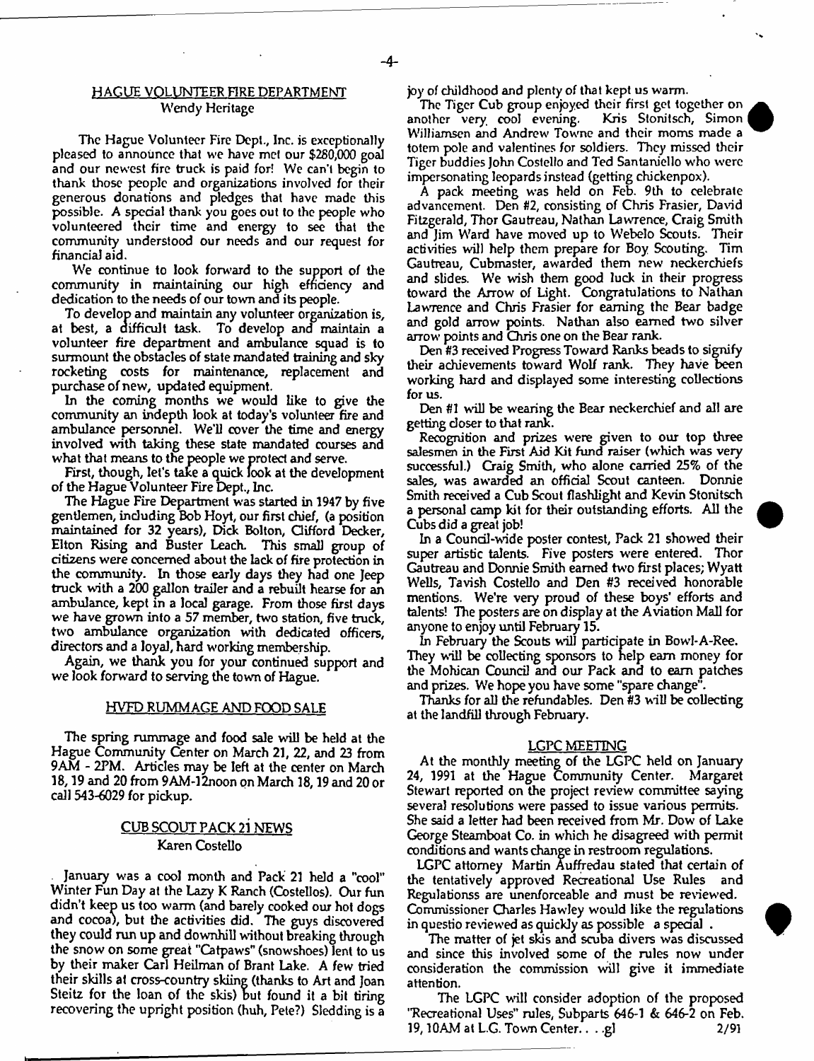## HAGUE VOLUNTEER FIRE DEPARTMENT

Wendy Heritage

The Hague Volunteer Fire Dept., Inc. is exceptionally pleased to announce that we have met our $280,000 goal and our newest fire truck is paid for! We can't begin to thank those people and organizations involved for their generous donations and pledges that have made this possible. A special thank you goes out to the people who volunteered their time and energy to see that the community understood our needs and our request for financial aid.

We continue to look forward to the support of the community in maintaining our high efficiency and dedication to the needs of our town and its people.

To develop and maintain any volunteer organization is, at best, a difficult task. To develop and maintain a volunteer fire department and ambulance squad is to surmount the obstacles of state mandated training and sky rocketing costs for maintenance, replacement and purchase of new, updated equipment.

In the coming months we would like to give the community an indepth look at today's volunteer fire and ambulance personnel. We'll cover the time and energy involved with taking these state mandated courses and what that means to the people we protect and serve.

First, though, let's take a quick look at the development of the Hague Volunteer Fire Dept., Inc.

The Hague Fire Department was started in 1947 by five gentlemen, including Bob Hoyt, our first chief, (a position maintained for 32 years), Dick Bolton, Clifford Decker, Elton Rising and Buster Leach. This small group of citizens were concerned about the lack of fire protection in the community. In those early days they had one Jeep truck with a 200 gallon trailer and a rebuilt hearse for an ambulance, kept in a local garage. From those first days we have grown into a 57 member, two station, five truck, two ambulance organization with dedicated officers, directors and a loyal, hard working membership.

Again, we thank you for your continued support and we look forward to serving the town of Hague.

## HVFD RUMMAGE AND FOOD SALE

The spring rummage and food sale will be held at the Hague Community Center on March 21, 22, and 23 from 9AM - 2PM. Articles may be left at the center on March 18, 19 and 20 from 9AM-12noon on March 18, 19 and 20 or call 543-6029 for pickup.

## CUB SCOUT PACK 21 NEWS

Karen Costello

January was a cool month and Pack 21 held a "cool" Winter Fun Day at the Lazy K Ranch (Costellos). Our fun didn't keep us too warm (and barely cooked our hot dogs and cocoa), but the activities did. The guys discovered they could run up and downhill without breaking through the snow on some great "Catpaws" (snowshoes) lent to us by their maker Carl Heilman of Brant Lake. A few tried their skills at cross-country skiing (thanks to Art and Joan Steitz for the loan of the skis) but found it a bit tiring recovering the upright position (huh, Pete?) Sledding is a joy of childhood and plenty of that kept us warm.

The Tiger Cub group enjoyed their first get together on another very cool evening. Kris Stonitsch, Simon Williamsen and Andrew Towne and their moms made a totem pole and valentines for soldiers. They missed their Tiger buddies John Costello and Ted Santaniello who were impersonating leopards instead (getting chickenpox).

A pack meeting was held on Feb. 9th to celebrate advancement. Den #2, consisting of Chris Frasier, David Fitzgerald, Thor Gautreau, Nathan Lawrence, Craig Smith and Jim Ward have moved up to Webelo Scouts. Their activities will help them prepare for Boy Scouting. Tim Gautreau, Cubmaster, awarded them new neckerchiefs and slides. We wish them good luck in their progress toward the Arrow of Light. Congratulations to Nathan Lawrence and Chris Frasier for earning the Bear badge and gold arrow points. Nathan also earned two silver arrow points and Chris one on the Bear rank.

Den #3 received Progress Toward Ranks beads to signify their achievements toward Wolf rank. They have been working hard and displayed some interesting collections for us.

Den #1 will be wearing the Bear neckerchief and all are getting closer to that rank.

Recognition and prizes were given to our top three salesmen in the First Aid Kit fund raiser (which was very successful.) Craig Smith, who alone carried 25% of the sales, was awarded an official Scout canteen. Donnie Smith received a Cub Scout flashlight and Kevin Stonitsch a personal camp kit for their outstanding efforts. All the Cubs did a great job!

In a Council-wide poster contest, Pack 21 showed their super artistic talents. Five posters were entered. Thor Gautreau and Donnie Smith earned two first places; Wyatt Wells, Tavish Costello and Den #3 received honorable mentions. We're very proud of these boys' efforts and talents! The posters are on display at the Aviation Mall for anyone to enjoy until February 15.

In February the Scouts will participate in Bowl-A-Ree. They will be collecting sponsors to help earn money for the Mohican Council and our Pack and to earn patches and prizes. We hope you have some "spare change".

Thanks for all the refundables. Den #3 will be collecting at the landfill through February.

## LGPC MEETING

At the monthly meeting of the LGPC held on January 24, 1991 at the Hague Community Center. Margaret Stewart reported on the project review committee saying several resolutions were passed to issue various permits. She said a letter had been received from Mr. Dow of Lake George Steamboat Co. in which he disagreed with permit conditions and wants change in restroom regulations.

LGPC attorney Martin Auffredau stated that certain of the tentatively approved Recreational Use Rules and Regulationss are unenforceable and must be reviewed. Commissioner Charles Hawley would like the regulations in questio reviewed as quickly as possible a special .

The matter of jet skis and scuba divers was discussed and since this involved some of the rules now under consideration the commission will give it immediate attention.

The LGPC will consider adoption of the proposed "Recreational Uses" rules, Subparts 646-1 & 646-2 on Feb. 19, 10AM at L.G. Town Center. . . .gl 2/91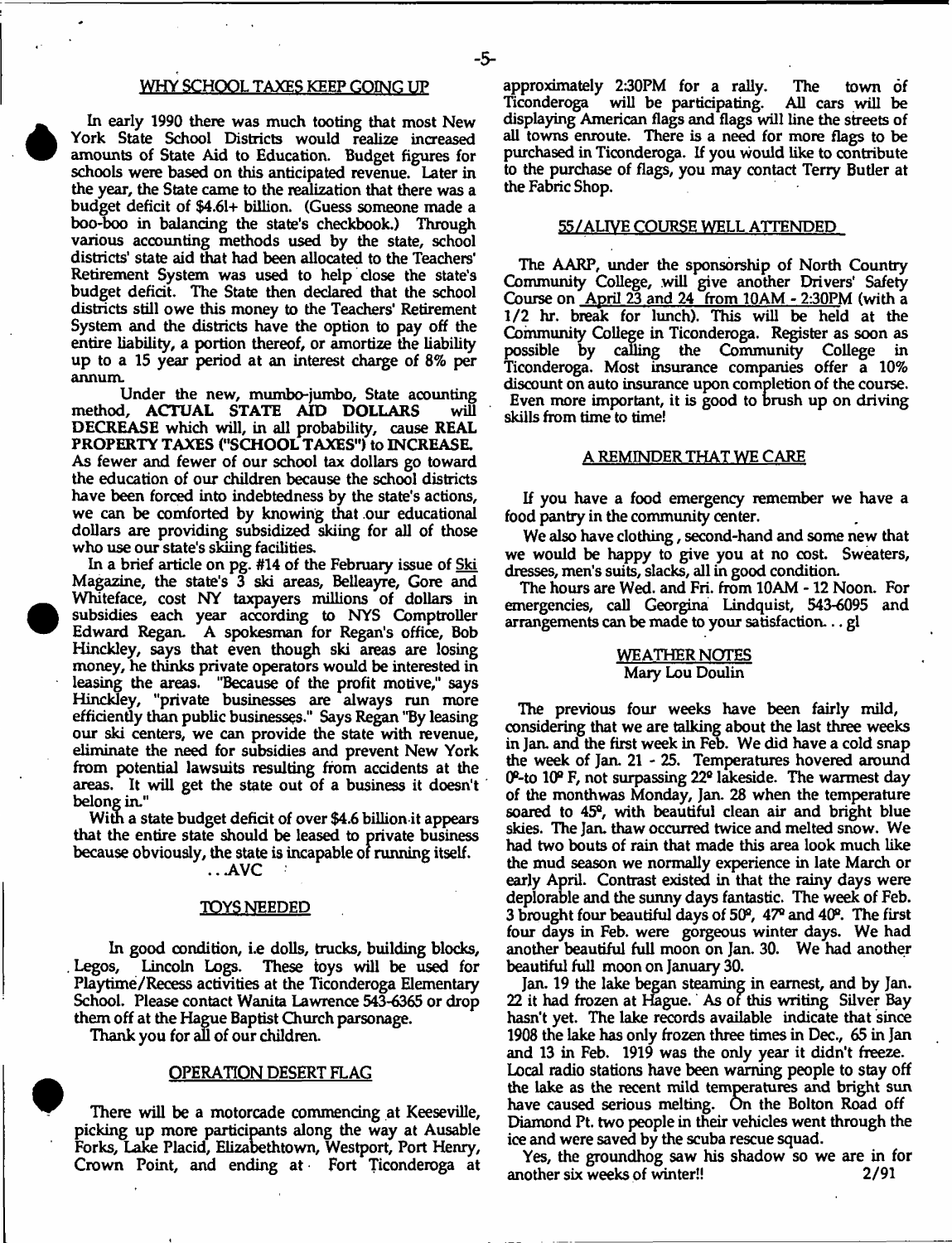## WHY SCHOOL TAXES KEEP GOING UP

In early 1990 there was much tooting that most New York State School Districts would realize increased amounts of State Aid to Education. Budget figures for schools were based on this anticipated revenue. Later in the year, the State came to the realization that there was a budget deficit of $4.61+ billion. (Guess someone made a boo-boo in balancing the state's checkbook.) Through various accounting methods used by the state, school districts' state aid that had been allocated to the Teachers' Retirement System was used to help close the state's budget deficit. The State then declared that the school districts still owe this money to the Teachers' Retirement System and the districts have the option to pay off the entire liability, a portion thereof, or amortize the liability up to a 15 year period at an interest charge of 8% per annum.

Under the new, mumbo-jumbo, State acounting method, **ACTUAL STATE AID DOLLARS** will **DECREASE** which will, in all probability, cause **REAL PROPERTY TAXES ("SCHOOL TAXES")** to **INCREASE**. As fewer and fewer of our school tax dollars go toward the education of our children because the school districts have been forced into indebtedness by the state's actions, we can be comforted by knowing that our educational dollars are providing subsidized skiing for all of those who use our state's skiing facilities.

In a brief article on pg. #14 of the February issue of Ski Magazine, the state's 3 ski areas, Belleayre, Gore and Whiteface, cost NY taxpayers millions of dollars in subsidies each year according to NYS Comptroller Edward Regan. A spokesman for Regan's office, Bob Hinckley, says that even though ski areas are losing money, he thinks private operators would be interested in leasing the areas. "Because of the profit motive," says Hinckley, "private businesses are always run more efficiently than public businesses." Says Regan "By leasing our ski centers, we can provide the state with revenue, eliminate the need for subsidies and prevent New York from potential lawsuits resulting from accidents at the areas. It will get the state out of a business it doesn't belong in."

With a state budget deficit of over $4.6 billion it appears that the entire state should be leased to private business because obviously, the state is incapable of running itself.

...AVC

## TOYS NEEDED

In good condition, i.e dolls, trucks, building blocks, Legos, Lincoln Logs. These toys will be used for Playtime/Recess activities at the Ticonderoga Elementary School. Please contact Wanita Lawrence 543-6365 or drop them off at the Hague Baptist Church parsonage.

Thank you for all of our children.

## OPERATION DESERT FLAG

There will be a motorcade commencing at Keeseville, picking up more participants along the way at Ausable Forks, Lake Placid, Elizabethtown, Westport, Port Henry, Crown Point, and ending at Fort Ticonderoga at approximately 2:30PM for a rally. The town of Ticonderoga will be participating. All cars will be displaying American flags and flags will line the streets of all towns enroute. There is a need for more flags to be purchased in Ticonderoga. If you would like to contribute to the purchase of flags, you may contact Terry Butler at the Fabric Shop.

## 55/ALIVE COURSE WELL ATTENDED

The AARP, under the sponsorship of North Country Community College, will give another Drivers' Safety Course on April 23 and 24 from 10AM - 2:30PM (with a 1/2 hr. break for lunch). This will be held at the Community College in Ticonderoga. Register as soon as possible by calling the Community College in Ticonderoga. Most insurance companies offer a 10% discount on auto insurance upon completion of the course. Even more important, it is good to brush up on driving skills from time to time!

## A REMINDER THAT WE CARE

If you have a food emergency remember we have a food pantry in the community center.

We also have clothing, second-hand and some new that we would be happy to give you at no cost. Sweaters, dresses, men's suits, slacks, all in good condition.

The hours are Wed. and Fri. from 10AM - 12 Noon. For emergencies, call Georgina Lindquist, 543-6095 and arrangements can be made to your satisfaction... gl

## WEATHER NOTES
Mary Lou Doulin

The previous four weeks have been fairly mild, considering that we are talking about the last three weeks in Jan. and the first week in Feb. We did have a cold snap the week of Jan. 21 - 25. Temperatures hovered around 0°-to 10° F, not surpassing 22° lakeside. The warmest day of the monthwas Monday, Jan. 28 when the temperature soared to 45°, with beautiful clean air and bright blue skies. The Jan. thaw occurred twice and melted snow. We had two bouts of rain that made this area look much like the mud season we normally experience in late March or early April. Contrast existed in that the rainy days were deplorable and the sunny days fantastic. The week of Feb. 3 brought four beautiful days of 50°, 47° and 40°. The first four days in Feb. were gorgeous winter days. We had another beautiful full moon on Jan. 30. We had another beautiful full moon on January 30.

Jan. 19 the lake began steaming in earnest, and by Jan. 22 it had frozen at Hague. As of this writing Silver Bay hasn't yet. The lake records available indicate that since 1908 the lake has only frozen three times in Dec., 65 in Jan and 13 in Feb. 1919 was the only year it didn't freeze. Local radio stations have been warning people to stay off the lake as the recent mild temperatures and bright sun have caused serious melting. On the Bolton Road off Diamond Pt. two people in their vehicles went through the ice and were saved by the scuba rescue squad.

Yes, the groundhog saw his shadow so we are in for another six weeks of winter!! 2/91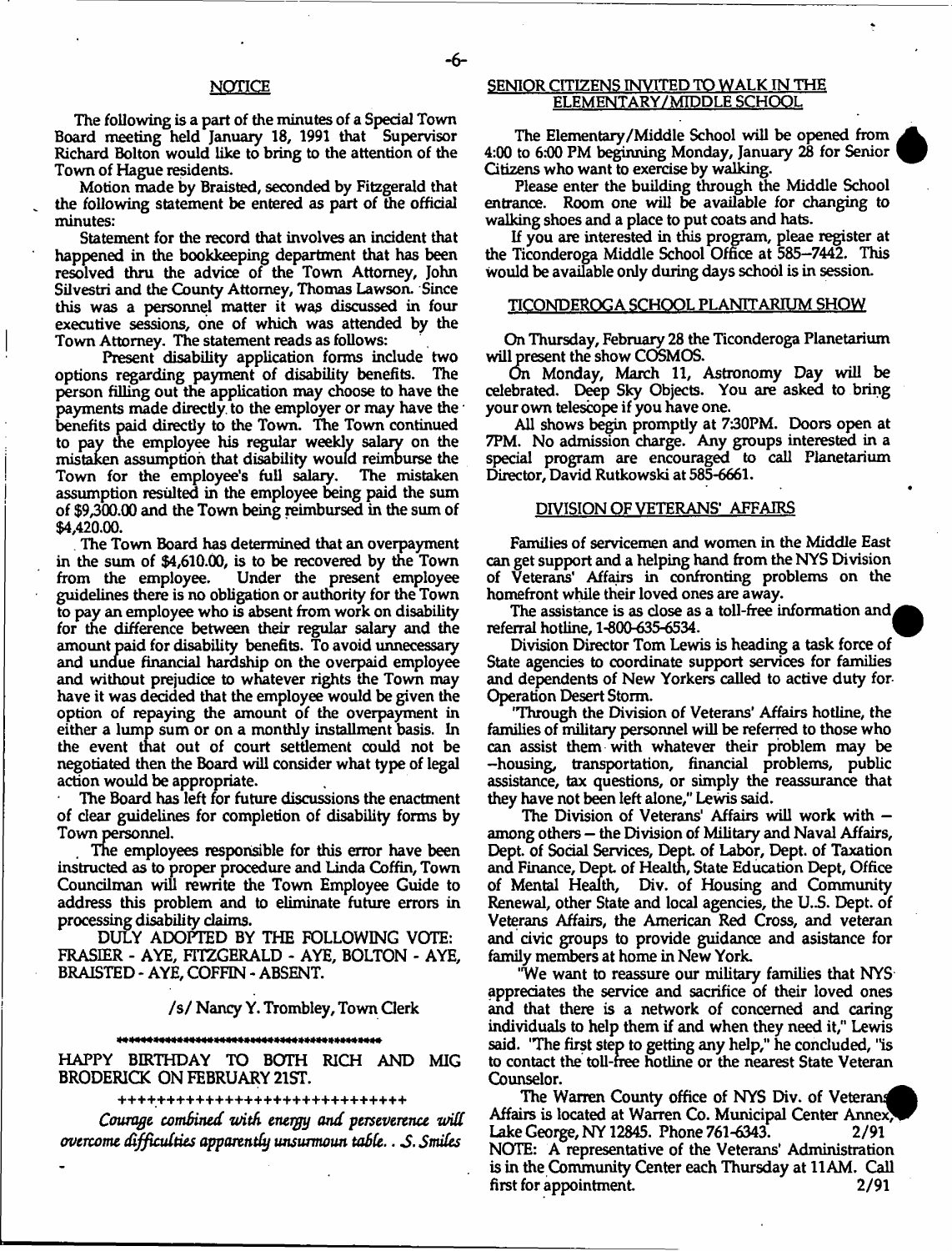## NOTICE

The following is a part of the minutes of a Special Town Board meeting held January 18, 1991 that Supervisor Richard Bolton would like to bring to the attention of the Town of Hague residents.

Motion made by Braisted, seconded by Fitzgerald that the following statement be entered as part of the official minutes:

Statement for the record that involves an incident that happened in the bookkeeping department that has been resolved thru the advice of the Town Attorney, John Silvestri and the County Attorney, Thomas Lawson. Since this was a personnel matter it was discussed in four executive sessions, one of which was attended by the Town Attorney. The statement reads as follows:

Present disability application forms include two options regarding payment of disability benefits. The person filling out the application may choose to have the payments made directly to the employer or may have the benefits paid directly to the Town. The Town continued to pay the employee his regular weekly salary on the mistaken assumption that disability would reimburse the Town for the employee's full salary. The mistaken assumption resulted in the employee being paid the sum of $9,300.00 and the Town being reimbursed in the sum of $4,420.00.

The Town Board has determined that an overpayment in the sum of $4,610.00, is to be recovered by the Town from the employee. Under the present employee guidelines there is no obligation or authority for the Town to pay an employee who is absent from work on disability for the difference between their regular salary and the amount paid for disability benefits. To avoid unnecessary and undue financial hardship on the overpaid employee and without prejudice to whatever rights the Town may have it was decided that the employee would be given the option of repaying the amount of the overpayment in either a lump sum or on a monthly installment basis. In the event that out of court settlement could not be negotiated then the Board will consider what type of legal action would be appropriate.

The Board has left for future discussions the enactment of clear guidelines for completion of disability forms by Town personnel.

The employees responsible for this error have been instructed as to proper procedure and Linda Coffin, Town Councilman will rewrite the Town Employee Guide to address this problem and to eliminate future errors in processing disability claims.

DULY ADOPTED BY THE FOLLOWING VOTE: FRASIER - AYE, FITZGERALD - AYE, BOLTON - AYE, BRAISTED - AYE, COFFIN - ABSENT.

/s/ Nancy Y. Trombley, Town Clerk

---

HAPPY BIRTHDAY TO BOTH RICH AND MIG BRODERICK ON FEBRUARY 21ST.

++++++++++++++++++++++++++++++

*Courage combined with energy and perseverance will overcome difficulties apparently unsurmoun table. . S. Smiles*

## SENIOR CITIZENS INVITED TO WALK IN THE ELEMENTARY/MIDDLE SCHOOL

The Elementary/Middle School will be opened from 4:00 to 6:00 PM beginning Monday, January 28 for Senior Citizens who want to exercise by walking.

Please enter the building through the Middle School entrance. Room one will be available for changing to walking shoes and a place to put coats and hats.

If you are interested in this program, pleae register at the Ticonderoga Middle School Office at 585-7442. This would be available only during days school is in session.

## TICONDEROGA SCHOOL PLANITARIUM SHOW

On Thursday, February 28 the Ticonderoga Planetarium will present the show COSMOS.

On Monday, March 11, Astronomy Day will be celebrated. Deep Sky Objects. You are asked to bring your own telescope if you have one.

All shows begin promptly at 7:30PM. Doors open at 7PM. No admission charge. Any groups interested in a special program are encouraged to call Planetarium Director, David Rutkowski at 585-6661.

## DIVISION OF VETERANS' AFFAIRS

Families of servicemen and women in the Middle East can get support and a helping hand from the NYS Division of Veterans' Affairs in confronting problems on the homefront while their loved ones are away.

The assistance is as close as a toll-free information and referral hotline, 1-800-635-6534.

Division Director Tom Lewis is heading a task force of State agencies to coordinate support services for families and dependents of New Yorkers called to active duty for Operation Desert Storm.

"Through the Division of Veterans' Affairs hotline, the families of military personnel will be referred to those who can assist them with whatever their problem may be --housing, transportation, financial problems, public assistance, tax questions, or simply the reassurance that they have not been left alone," Lewis said.

The Division of Veterans' Affairs will work with -- among others -- the Division of Military and Naval Affairs, Dept. of Social Services, Dept. of Labor, Dept. of Taxation and Finance, Dept. of Health, State Education Dept, Office of Mental Health, Div. of Housing and Community Renewal, other State and local agencies, the U..S. Dept. of Veterans Affairs, the American Red Cross, and veteran and civic groups to provide guidance and asistance for family members at home in New York.

"We want to reassure our military families that NYS appreciates the service and sacrifice of their loved ones and that there is a network of concerned and caring individuals to help them if and when they need it," Lewis said. "The first step to getting any help," he concluded, "is to contact the toll-free hotline or the nearest State Veteran Counselor.

The Warren County office of NYS Div. of Veterans Affairs is located at Warren Co. Municipal Center Annex, Lake George, NY 12845. Phone 761-6343. 2/91

NOTE: A representative of the Veterans' Administration is in the Community Center each Thursday at 11AM. Call first for appointment. 2/91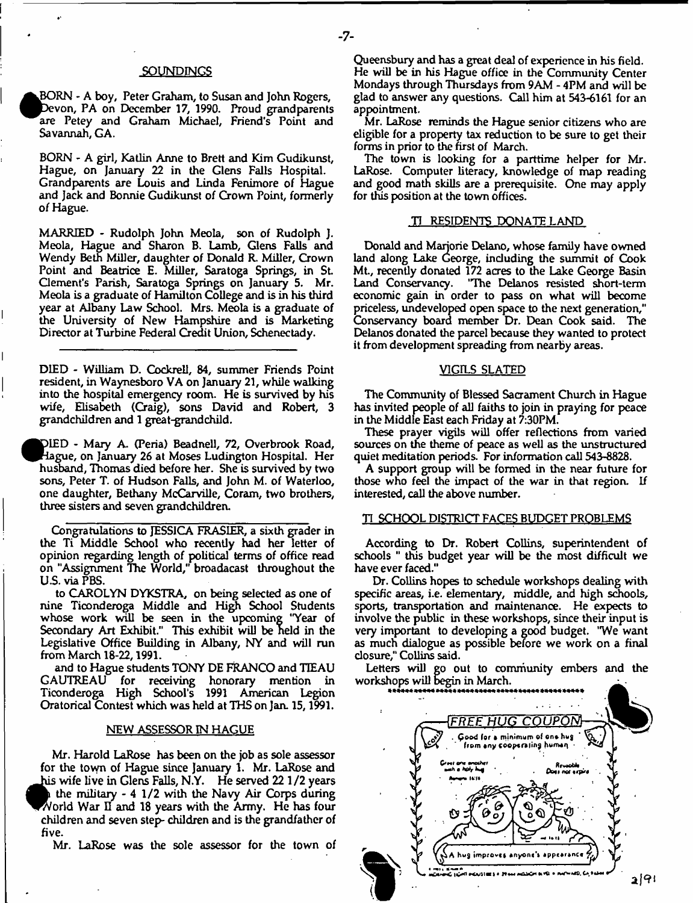## SOUNDINGS

BORN - A boy, Peter Graham, to Susan and John Rogers, Devon, PA on December 17, 1990. Proud grandparents are Petey and Graham Michael, Friend's Point and Savannah, GA.

BORN - A girl, Katlin Anne to Brett and Kim Gudikunst, Hague, on January 22 in the Glens Falls Hospital. Grandparents are Louis and Linda Fenimore of Hague and Jack and Bonnie Gudikunst of Crown Point, formerly of Hague.

MARRIED - Rudolph John Meola, son of Rudolph J. Meola, Hague and Sharon B. Lamb, Glens Falls and Wendy Beth Miller, daughter of Donald R. Miller, Crown Point and Beatrice E. Miller, Saratoga Springs, in St. Clement's Parish, Saratoga Springs on January 5. Mr. Meola is a graduate of Hamilton College and is in his third year at Albany Law School. Mrs. Meola is a graduate of the University of New Hampshire and is Marketing Director at Turbine Federal Credit Union, Schenectady.

---

DIED - William D. Cockrell, 84, summer Friends Point resident, in Waynesboro VA on January 21, while walking into the hospital emergency room. He is survived by his wife, Elisabeth (Craig), sons David and Robert, 3 grandchildren and 1 great-grandchild.

DIED - Mary A. (Peria) Beadnell, 72, Overbrook Road, Hague, on January 26 at Moses Ludington Hospital. Her husband, Thomas died before her. She is survived by two sons, Peter T. of Hudson Falls, and John M. of Waterloo, one daughter, Bethany McCarville, Coram, two brothers, three sisters and seven grandchildren.

---

Congratulations to JESSICA FRASIER, a sixth grader in the Ti Middle School who recently had her letter of opinion regarding length of political terms of office read on "Assignment The World," broadcast throughout the U.S. via PBS.

to CAROLYN DYKSTRA, on being selected as one of nine Ticonderoga Middle and High School Students whose work will be seen in the upcoming "Year of Secondary Art Exhibit." This exhibit will be held in the Legislative Office Building in Albany, NY and will run from March 18-22, 1991.

and to Hague students TONY DE FRANCO and TIEAU GAUTREAU for receiving honorary mention in Ticonderoga High School's 1991 American Legion Oratorical Contest which was held at THS on Jan. 15, 1991.

## NEW ASSESSOR IN HAGUE

Mr. Harold LaRose has been on the job as sole assessor for the town of Hague since January 1. Mr. LaRose and his wife live in Glens Falls, N.Y. He served 22 1/2 years in the military - 4 1/2 with the Navy Air Corps during World War II and 18 years with the Army. He has four children and seven step- children and is the grandfather of five.

Mr. LaRose was the sole assessor for the town of Queensbury and has a great deal of experience in his field. He will be in his Hague office in the Community Center Mondays through Thursdays from 9AM - 4PM and will be glad to answer any questions. Call him at 543-6161 for an appointment.

Mr. LaRose reminds the Hague senior citizens who are eligible for a property tax reduction to be sure to get their forms in prior to the first of March.

The town is looking for a parttime helper for Mr. LaRose. Computer literacy, knowledge of map reading and good math skills are a prerequisite. One may apply for this position at the town offices.

## TI RESIDENTS DONATE LAND

Donald and Marjorie Delano, whose family have owned land along Lake George, including the summit of Cook Mt., recently donated 172 acres to the Lake George Basin Land Conservancy. "The Delanos resisted short-term economic gain in order to pass on what will become priceless, undeveloped open space to the next generation," Conservancy board member Dr. Dean Cook said. The Delanos donated the parcel because they wanted to protect it from development spreading from nearby areas.

## VIGILS SLATED

The Community of Blessed Sacrament Church in Hague has invited people of all faiths to join in praying for peace in the Middle East each Friday at 7:30PM.

These prayer vigils will offer reflections from varied sources on the theme of peace as well as the unstructured quiet meditation periods. For information call 543-8828.

A support group will be formed in the near future for those who feel the impact of the war in that region. If interested, call the above number.

## TI SCHOOL DISTRICT FACES BUDGET PROBLEMS

According to Dr. Robert Collins, superintendent of schools " this budget year will be the most difficult we have ever faced."

Dr. Collins hopes to schedule workshops dealing with specific areas, i.e. elementary, middle, and high schools, sports, transportation and maintenance. He expects to involve the public in these workshops, since their input is very important to developing a good budget. "We want as much dialogue as possible before we work on a final closure," Collins said.

Letters will go out to community embers and the workshops will begin in March.

FREE HUG COUPON

Good for a minimum of one hug from any cooperating human

A hug improves anyone's appearance

2/91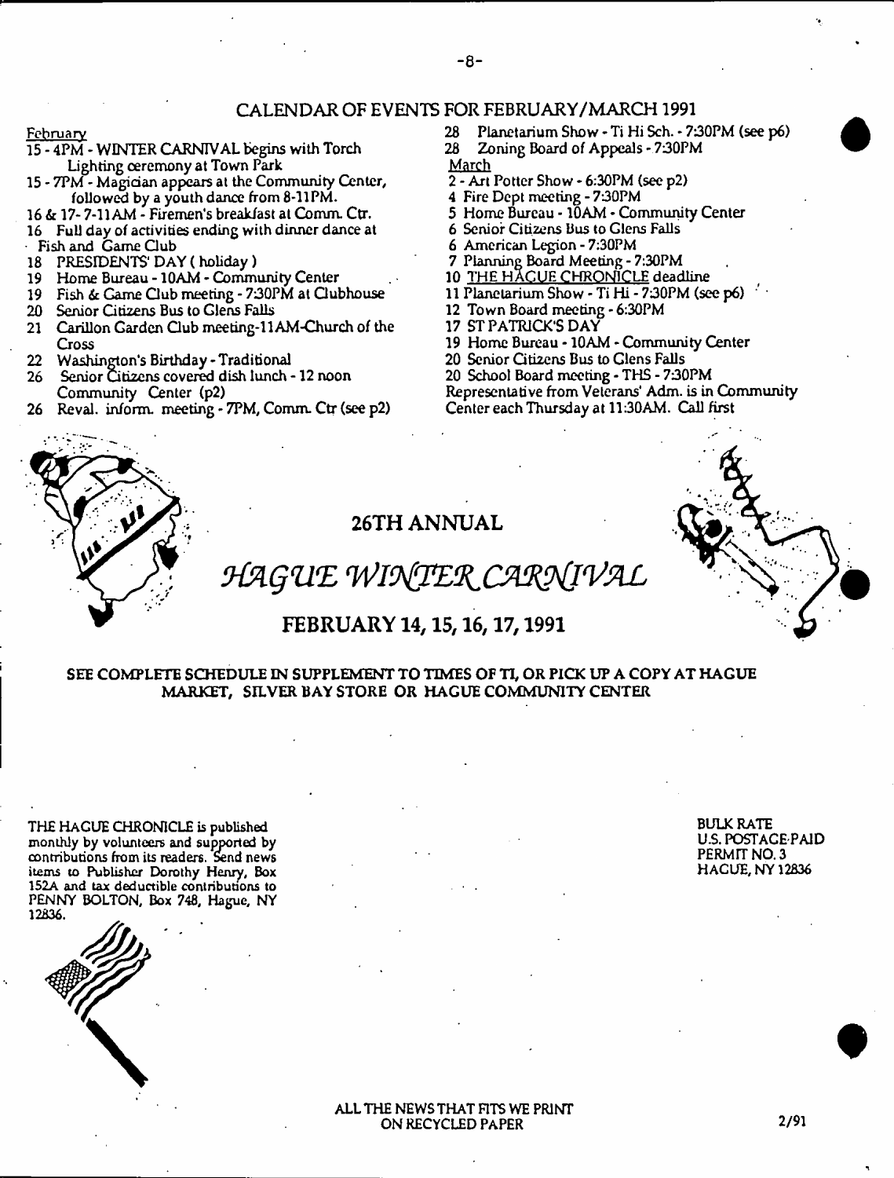## CALENDAR OF EVENTS FOR FEBRUARY/MARCH 1991

February

15 - 4PM - WINTER CARNIVAL begins with Torch Lighting ceremony at Town Park

15 - 7PM - Magician appears at the Community Center, followed by a youth dance from 8-11PM.

16 & 17 - 7-11AM - Firemen's breakfast at Comm. Ctr.

16 Full day of activities ending with dinner dance at Fish and Game Club

18 PRESIDENTS' DAY ( holiday )

19 Home Bureau - 10AM - Community Center

19 Fish & Game Club meeting - 7:30PM at Clubhouse

20 Senior Citizens Bus to Glens Falls

21 Carillon Garden Club meeting-11AM-Church of the Cross

22 Washington's Birthday - Traditional

26 Senior Citizens covered dish lunch - 12 noon Community Center (p2)

26 Reval. inform. meeting - 7PM, Comm. Ctr (see p2)

28 Planetarium Show - Ti Hi Sch. - 7:30PM (see p6)

28 Zoning Board of Appeals - 7:30PM

March

2 - Art Potter Show - 6:30PM (see p2)

4 Fire Dept meeting - 7:30PM

5 Home Bureau - 10AM - Community Center

6 Senior Citizens Bus to Glens Falls

6 American Legion - 7:30PM

7 Planning Board Meeting - 7:30PM

10 THE HAGUE CHRONICLE deadline

11 Planetarium Show - Ti Hi - 7:30PM (see p6)

12 Town Board meeting - 6:30PM

17 ST PATRICK'S DAY

19 Home Bureau - 10AM - Community Center

20 Senior Citizens Bus to Glens Falls

20 School Board meeting - THS - 7:30PM

Representative from Veterans' Adm. is in Community Center each Thursday at 11:30AM. Call first

## 26TH ANNUAL

## *HAGUE WINTER CARNIVAL*

## FEBRUARY 14, 15, 16, 17, 1991

**SEE COMPLETE SCHEDULE IN SUPPLEMENT TO TIMES OF TI, OR PICK UP A COPY AT HAGUE MARKET, SILVER BAY STORE OR HAGUE COMMUNITY CENTER**

THE HAGUE CHRONICLE is published monthly by volunteers and supported by contributions from its readers. Send news items to Publisher Dorothy Henry, Box 152A and tax deductible contributions to PENNY BOLTON, Box 748, Hague, NY 12836.

BULK RATE
U.S. POSTAGE PAID
PERMIT NO. 3
HAGUE, NY 12836

ALL THE NEWS THAT FITS WE PRINT
ON RECYCLED PAPER

2/91